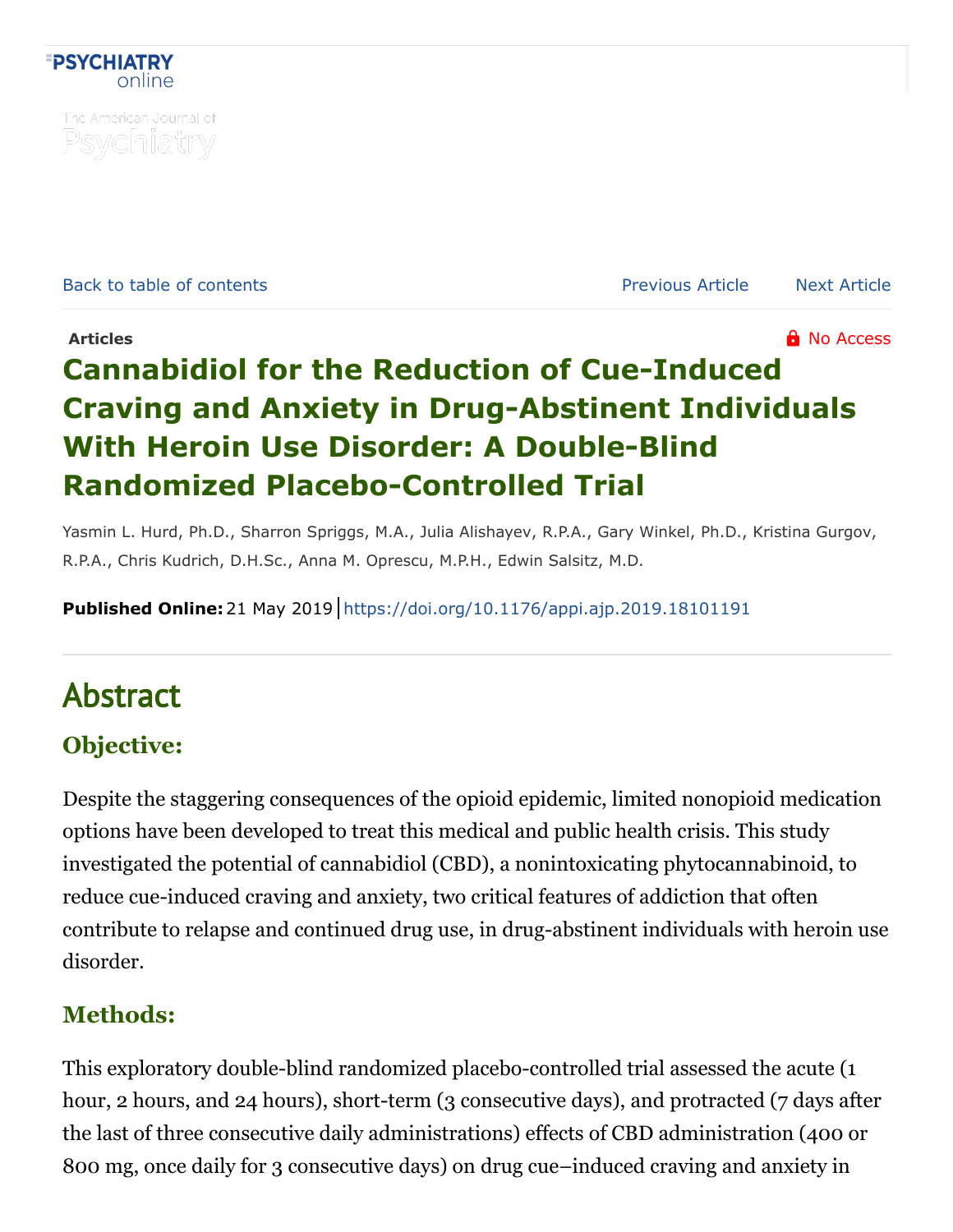Articles

# Cannabidiol for the Reduction of Cue-Induced Craving and Anxiety in Drug-Abstinent Individuals With Heroin Use Disorder: A Double-Blind Randomized Placebo-Controlled Trial

Yasmin L. Hurd, Ph.D., Sharron Spriggs, M.A., Julia Alishayev, R.P.A., Gary Winkel, Ph.D., Kristina Gurgov, R.P.A., Chris Kudrich, D.H.Sc., Anna M. Oprescu, M.P.H., Edwin Salsitz, M.D.

**Published Online:** 21 May 2019 | https://doi.org/10.1176/appi.ajp.2019.18101191

## Abstract

### Objective:

Despite the staggering consequences of the opioid epidemic, limited nonopioid medication options have been developed to treat this medical and public health crisis. This study investigated the potential of cannabidiol (CBD), a nonintoxicating phytocannabinoid, to reduce cue-induced craving and anxiety, two critical features of addiction that often contribute to relapse and continued drug use, in drug-abstinent individuals with heroin use disorder.

### Methods:

This exploratory double-blind randomized placebo-controlled trial assessed the acute (1 hour, 2 hours, and 24 hours), short-term (3 consecutive days), and protracted (7 days after the last of three consecutive daily administrations) effects of CBD administration (400 or 800 mg, once daily for 3 consecutive days) on drug cue–induced craving and anxiety in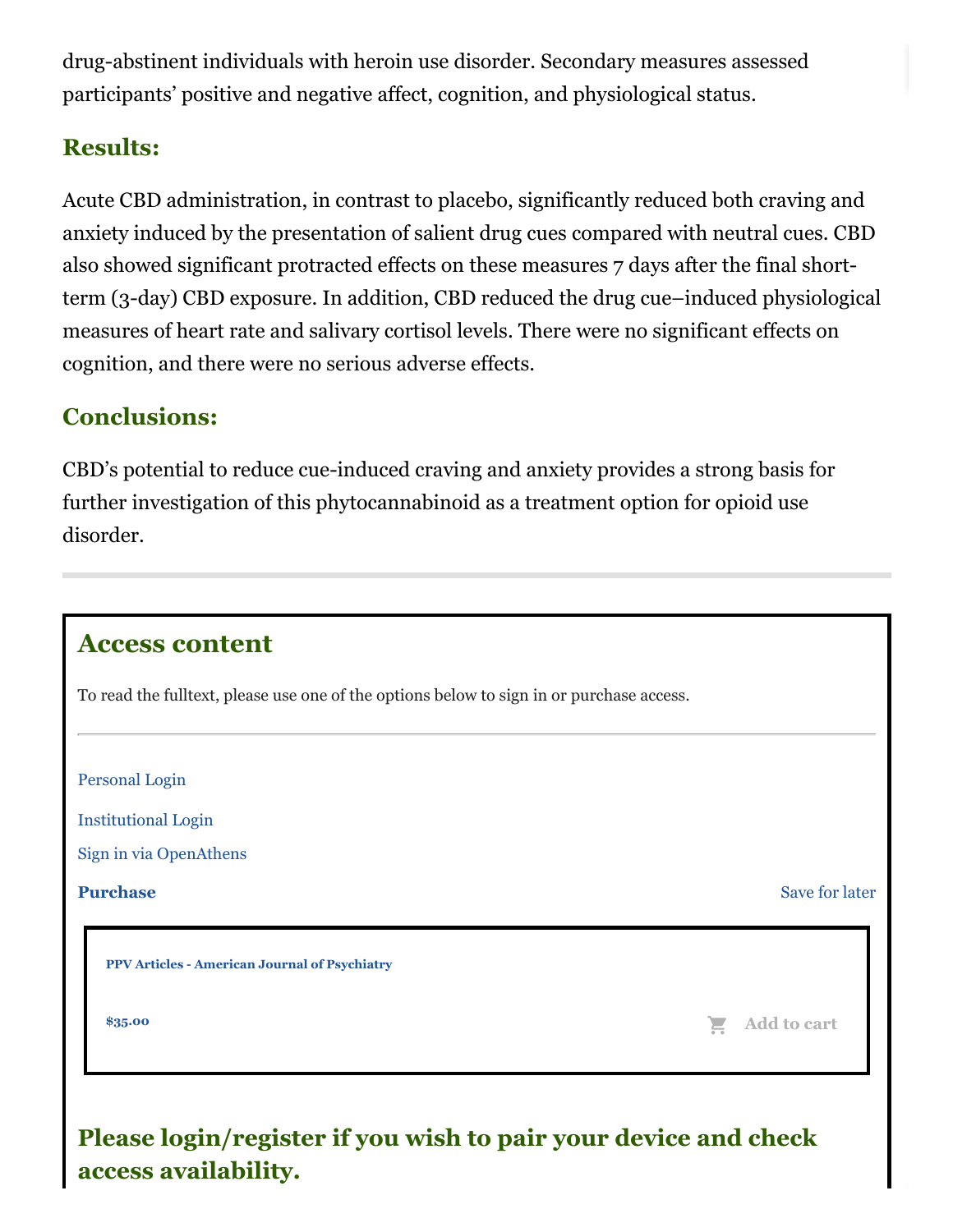drug-abstinent individuals with heroin use disorder. Secondary measures assessed participants' positive and negative affect, cognition, and physiological status.

## Results:

Acute CBD administration, in contrast to placebo, significantly reduced both craving and anxiety induced by the presentation of salient drug cues compared with neutral cues. CBD also showed significant protracted effects on these measures 7 days after the final short-term (3-day) CBD exposure. In addition, CBD reduced the drug cue–induced physiological measures of heart rate and salivary cortisol levels. There were no significant effects on cognition, and there were no serious adverse effects.

## Conclusions:

CBD's potential to reduce cue-induced craving and anxiety provides a strong basis for further investigation of this phytocannabinoid as a treatment option for opioid use disorder.

---

## Access content

To read the fulltext, please use one of the options below to sign in or purchase access.

Personal Login

Institutional Login

Sign in via OpenAthens

**Purchase**

Save for later

**PPV Articles - American Journal of Psychiatry**

**$35.00**

Add to cart

## Please login/register if you wish to pair your device and check access availability.